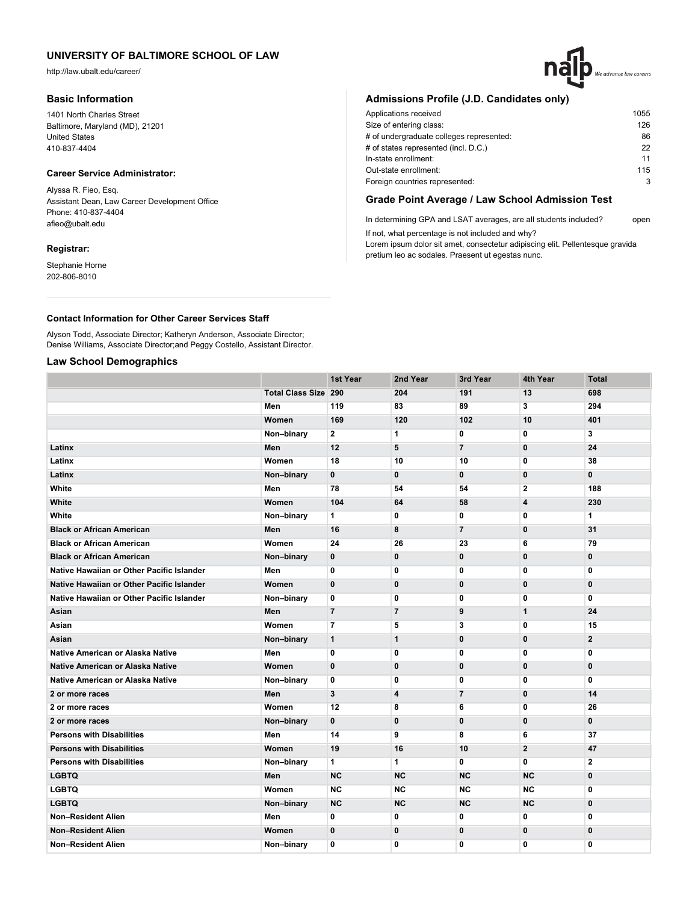# UNIVERSITY OF BALTIMORE SCHOOL OF LAW

http://law.ubalt.edu/career/

## Basic Information

1401 North Charles Street
Baltimore, Maryland (MD), 21201
United States
410-837-4404

### Career Service Administrator:

Alyssa R. Fieo, Esq.
Assistant Dean, Law Career Development Office
Phone: 410-837-4404
afieo@ubalt.edu

### Registrar:

Stephanie Horne
202-806-8010

## Admissions Profile (J.D. Candidates only)

| | |
|---|---|
| Applications received | 1055 |
| Size of entering class: | 126 |
| # of undergraduate colleges represented: | 86 |
| # of states represented (incl. D.C.) | 22 |
| In-state enrollment: | 11 |
| Out-state enrollment: | 115 |
| Foreign countries represented: | 3 |

## Grade Point Average / Law School Admission Test

In determining GPA and LSAT averages, are all students included? open

If not, what percentage is not included and why?
Lorem ipsum dolor sit amet, consectetur adipiscing elit. Pellentesque gravida pretium leo ac sodales. Praesent ut egestas nunc.

### Contact Information for Other Career Services Staff

Alyson Todd, Associate Director; Katheryn Anderson, Associate Director; Denise Williams, Associate Director;and Peggy Costello, Assistant Director.

## Law School Demographics

| | | 1st Year | 2nd Year | 3rd Year | 4th Year | Total |
|---|---|---|---|---|---|---|
| | Total Class Size | 290 | 204 | 191 | 13 | 698 |
| | Men | 119 | 83 | 89 | 3 | 294 |
| | Women | 169 | 120 | 102 | 10 | 401 |
| | Non–binary | 2 | 1 | 0 | 0 | 3 |
| Latinx | Men | 12 | 5 | 7 | 0 | 24 |
| Latinx | Women | 18 | 10 | 10 | 0 | 38 |
| Latinx | Non–binary | 0 | 0 | 0 | 0 | 0 |
| White | Men | 78 | 54 | 54 | 2 | 188 |
| White | Women | 104 | 64 | 58 | 4 | 230 |
| White | Non–binary | 1 | 0 | 0 | 0 | 1 |
| Black or African American | Men | 16 | 8 | 7 | 0 | 31 |
| Black or African American | Women | 24 | 26 | 23 | 6 | 79 |
| Black or African American | Non–binary | 0 | 0 | 0 | 0 | 0 |
| Native Hawaiian or Other Pacific Islander | Men | 0 | 0 | 0 | 0 | 0 |
| Native Hawaiian or Other Pacific Islander | Women | 0 | 0 | 0 | 0 | 0 |
| Native Hawaiian or Other Pacific Islander | Non–binary | 0 | 0 | 0 | 0 | 0 |
| Asian | Men | 7 | 7 | 9 | 1 | 24 |
| Asian | Women | 7 | 5 | 3 | 0 | 15 |
| Asian | Non–binary | 1 | 1 | 0 | 0 | 2 |
| Native American or Alaska Native | Men | 0 | 0 | 0 | 0 | 0 |
| Native American or Alaska Native | Women | 0 | 0 | 0 | 0 | 0 |
| Native American or Alaska Native | Non–binary | 0 | 0 | 0 | 0 | 0 |
| 2 or more races | Men | 3 | 4 | 7 | 0 | 14 |
| 2 or more races | Women | 12 | 8 | 6 | 0 | 26 |
| 2 or more races | Non–binary | 0 | 0 | 0 | 0 | 0 |
| Persons with Disabilities | Men | 14 | 9 | 8 | 6 | 37 |
| Persons with Disabilities | Women | 19 | 16 | 10 | 2 | 47 |
| Persons with Disabilities | Non–binary | 1 | 1 | 0 | 0 | 2 |
| LGBTQ | Men | NC | NC | NC | NC | 0 |
| LGBTQ | Women | NC | NC | NC | NC | 0 |
| LGBTQ | Non–binary | NC | NC | NC | NC | 0 |
| Non–Resident Alien | Men | 0 | 0 | 0 | 0 | 0 |
| Non–Resident Alien | Women | 0 | 0 | 0 | 0 | 0 |
| Non–Resident Alien | Non–binary | 0 | 0 | 0 | 0 | 0 |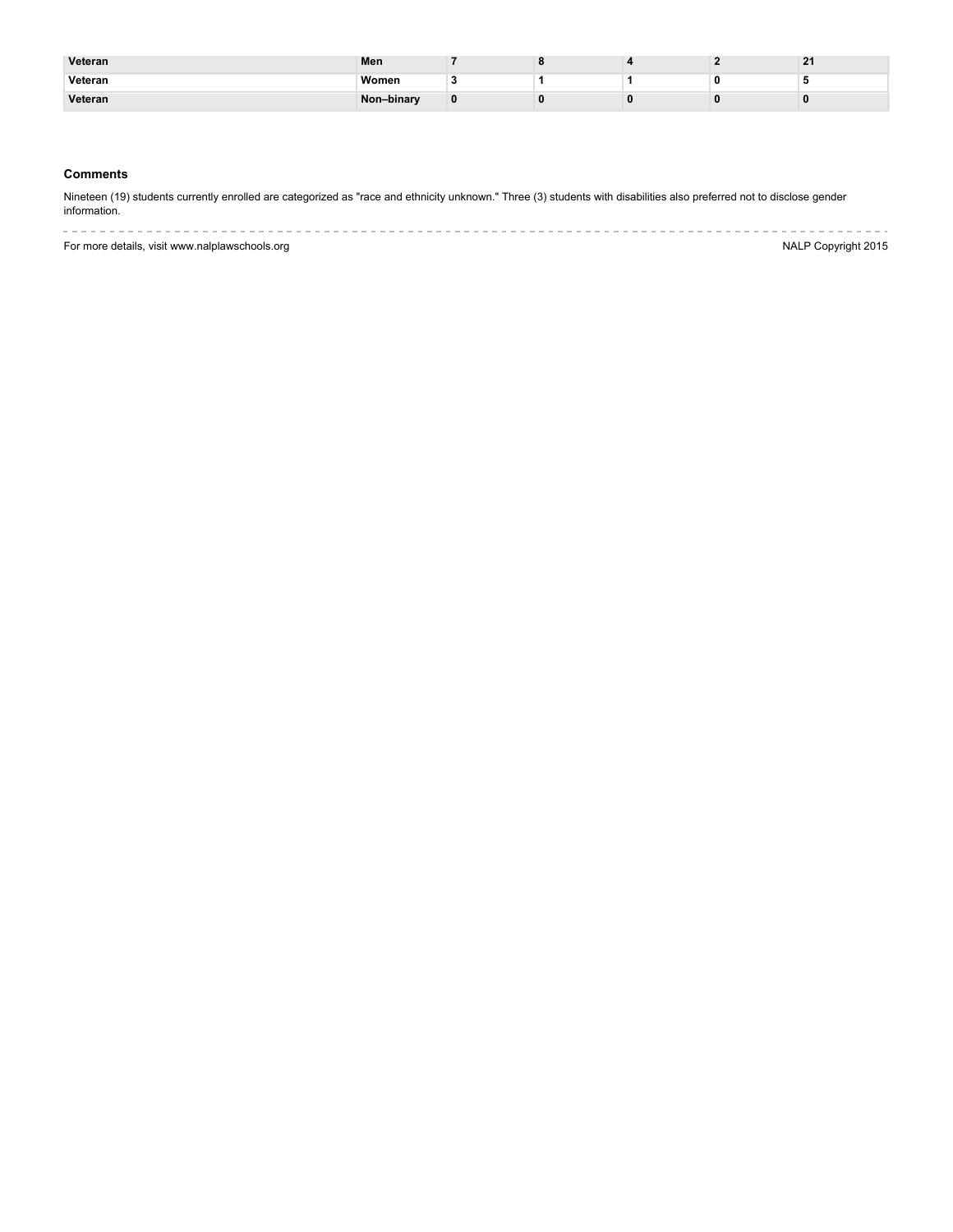| | | | | | | |
|---|---|---|---|---|---|---|
| **Veteran** | **Men** | **7** | **8** | **4** | **2** | **21** |
| **Veteran** | **Women** | **3** | **1** | **1** | **0** | **5** |
| **Veteran** | **Non–binary** | **0** | **0** | **0** | **0** | **0** |

### Comments

Nineteen (19) students currently enrolled are categorized as "race and ethnicity unknown." Three (3) students with disabilities also preferred not to disclose gender information.

For more details, visit www.nalplawschools.org

NALP Copyright 2015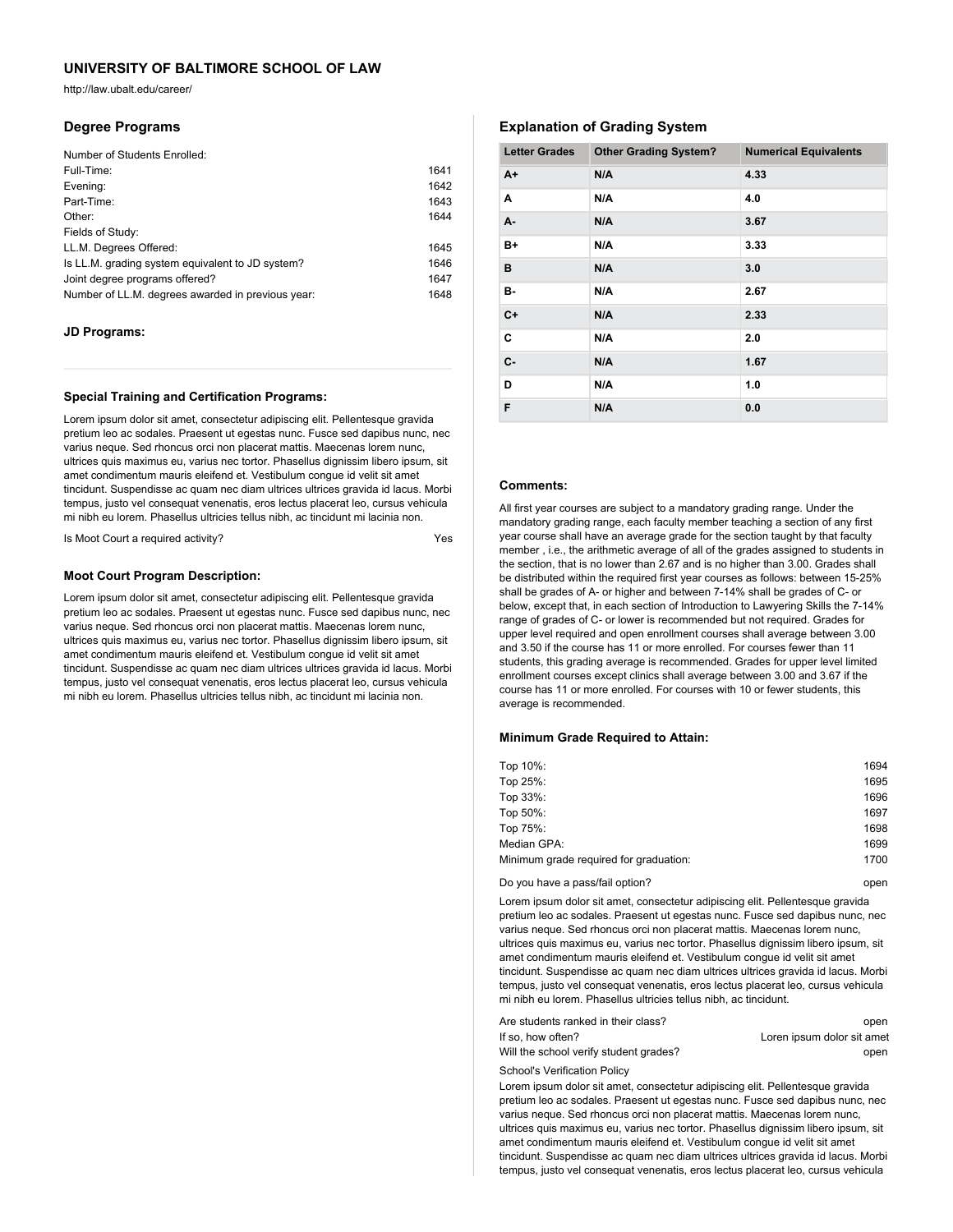# UNIVERSITY OF BALTIMORE SCHOOL OF LAW

http://law.ubalt.edu/career/

## Degree Programs

Number of Students Enrolled:

| | |
|---|---|
| Full-Time: | 1641 |
| Evening: | 1642 |
| Part-Time: | 1643 |
| Other: | 1644 |
| Fields of Study: | |
| LL.M. Degrees Offered: | 1645 |
| Is LL.M. grading system equivalent to JD system? | 1646 |
| Joint degree programs offered? | 1647 |
| Number of LL.M. degrees awarded in previous year: | 1648 |

### JD Programs:

### Special Training and Certification Programs:

Lorem ipsum dolor sit amet, consectetur adipiscing elit. Pellentesque gravida pretium leo ac sodales. Praesent ut egestas nunc. Fusce sed dapibus nunc, nec varius neque. Sed rhoncus orci non placerat mattis. Maecenas lorem nunc, ultrices quis maximus eu, varius nec tortor. Phasellus dignissim libero ipsum, sit amet condimentum mauris eleifend et. Vestibulum congue id velit sit amet tincidunt. Suspendisse ac quam nec diam ultrices ultrices gravida id lacus. Morbi tempus, justo vel consequat venenatis, eros lectus placerat leo, cursus vehicula mi nibh eu lorem. Phasellus ultricies tellus nibh, ac tincidunt mi lacinia non.

Is Moot Court a required activity? Yes

### Moot Court Program Description:

Lorem ipsum dolor sit amet, consectetur adipiscing elit. Pellentesque gravida pretium leo ac sodales. Praesent ut egestas nunc. Fusce sed dapibus nunc, nec varius neque. Sed rhoncus orci non placerat mattis. Maecenas lorem nunc, ultrices quis maximus eu, varius nec tortor. Phasellus dignissim libero ipsum, sit amet condimentum mauris eleifend et. Vestibulum congue id velit sit amet tincidunt. Suspendisse ac quam nec diam ultrices ultrices gravida id lacus. Morbi tempus, justo vel consequat venenatis, eros lectus placerat leo, cursus vehicula mi nibh eu lorem. Phasellus ultricies tellus nibh, ac tincidunt mi lacinia non.

## Explanation of Grading System

| Letter Grades | Other Grading System? | Numerical Equivalents |
|---|---|---|
| A+ | N/A | 4.33 |
| A | N/A | 4.0 |
| A- | N/A | 3.67 |
| B+ | N/A | 3.33 |
| B | N/A | 3.0 |
| B- | N/A | 2.67 |
| C+ | N/A | 2.33 |
| C | N/A | 2.0 |
| C- | N/A | 1.67 |
| D | N/A | 1.0 |
| F | N/A | 0.0 |

### Comments:

All first year courses are subject to a mandatory grading range. Under the mandatory grading range, each faculty member teaching a section of any first year course shall have an average grade for the section taught by that faculty member , i.e., the arithmetic average of all of the grades assigned to students in the section, that is no lower than 2.67 and is no higher than 3.00. Grades shall be distributed within the required first year courses as follows: between 15-25% shall be grades of A- or higher and between 7-14% shall be grades of C- or below, except that, in each section of Introduction to Lawyering Skills the 7-14% range of grades of C- or lower is recommended but not required. Grades for upper level required and open enrollment courses shall average between 3.00 and 3.50 if the course has 11 or more enrolled. For courses fewer than 11 students, this grading average is recommended. Grades for upper level limited enrollment courses except clinics shall average between 3.00 and 3.67 if the course has 11 or more enrolled. For courses with 10 or fewer students, this average is recommended.

### Minimum Grade Required to Attain:

| | |
|---|---|
| Top 10%: | 1694 |
| Top 25%: | 1695 |
| Top 33%: | 1696 |
| Top 50%: | 1697 |
| Top 75%: | 1698 |
| Median GPA: | 1699 |
| Minimum grade required for graduation: | 1700 |

Do you have a pass/fail option? open

Lorem ipsum dolor sit amet, consectetur adipiscing elit. Pellentesque gravida pretium leo ac sodales. Praesent ut egestas nunc. Fusce sed dapibus nunc, nec varius neque. Sed rhoncus orci non placerat mattis. Maecenas lorem nunc, ultrices quis maximus eu, varius nec tortor. Phasellus dignissim libero ipsum, sit amet condimentum mauris eleifend et. Vestibulum congue id velit sit amet tincidunt. Suspendisse ac quam nec diam ultrices ultrices gravida id lacus. Morbi tempus, justo vel consequat venenatis, eros lectus placerat leo, cursus vehicula mi nibh eu lorem. Phasellus ultricies tellus nibh, ac tincidunt.

| | |
|---|---|
| Are students ranked in their class? | open |
| If so, how often? | Loren ipsum dolor sit amet |
| Will the school verify student grades? | open |

School's Verification Policy

Lorem ipsum dolor sit amet, consectetur adipiscing elit. Pellentesque gravida pretium leo ac sodales. Praesent ut egestas nunc. Fusce sed dapibus nunc, nec varius neque. Sed rhoncus orci non placerat mattis. Maecenas lorem nunc, ultrices quis maximus eu, varius nec tortor. Phasellus dignissim libero ipsum, sit amet condimentum mauris eleifend et. Vestibulum congue id velit sit amet tincidunt. Suspendisse ac quam nec diam ultrices ultrices gravida id lacus. Morbi tempus, justo vel consequat venenatis, eros lectus placerat leo, cursus vehicula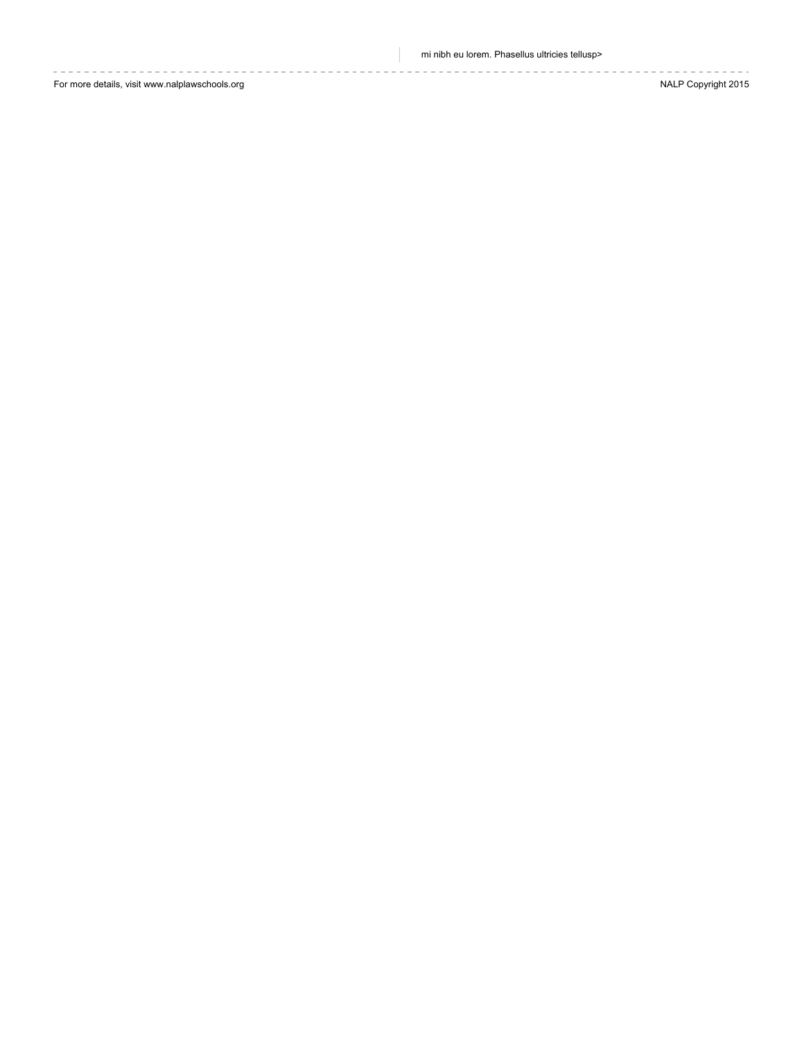mi nibh eu lorem. Phasellus ultricies tellusp>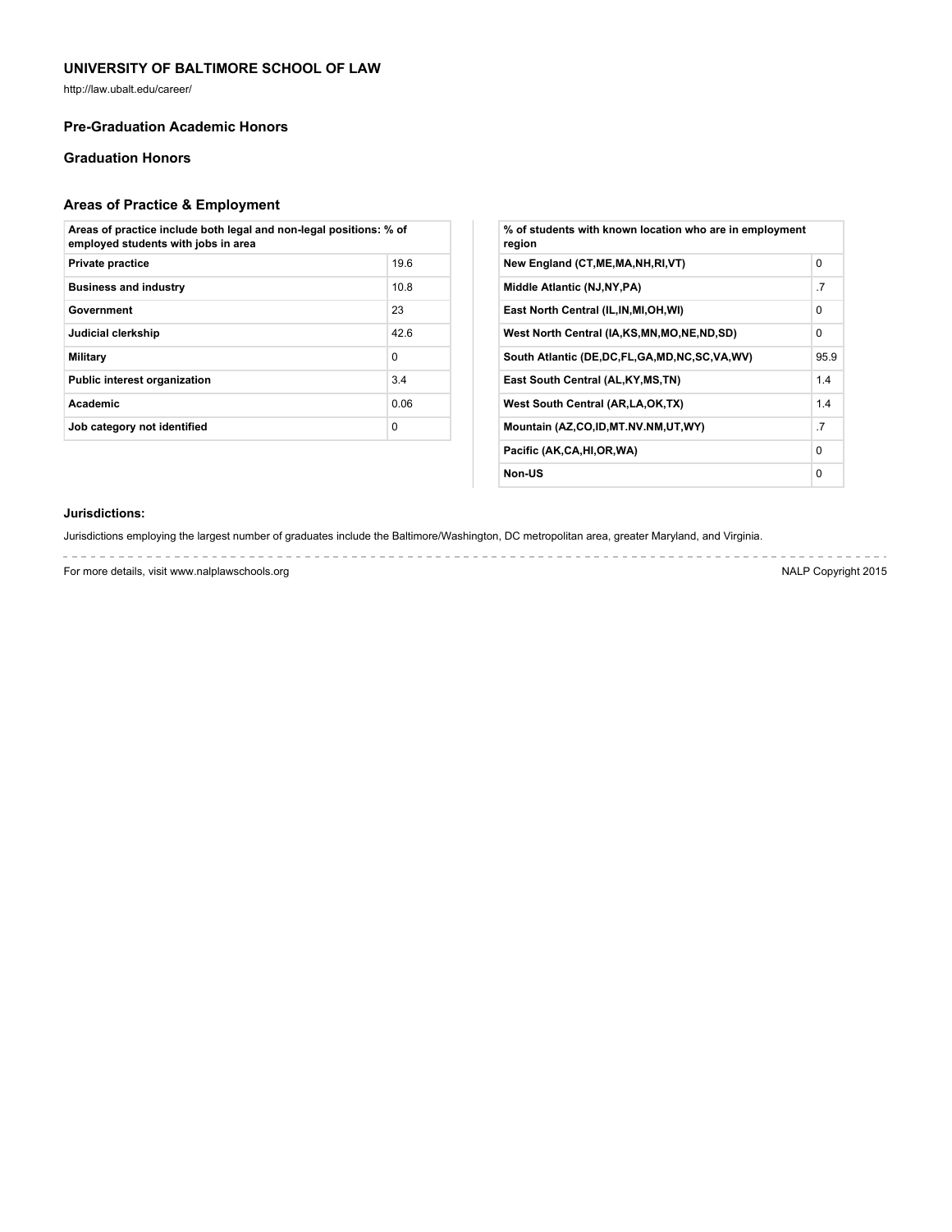## UNIVERSITY OF BALTIMORE SCHOOL OF LAW

http://law.ubalt.edu/career/

### Pre-Graduation Academic Honors

### Graduation Honors

### Areas of Practice & Employment

| Areas of practice include both legal and non-legal positions: % of employed students with jobs in area | |
|---|---|
| Private practice | 19.6 |
| Business and industry | 10.8 |
| Government | 23 |
| Judicial clerkship | 42.6 |
| Military | 0 |
| Public interest organization | 3.4 |
| Academic | 0.06 |
| Job category not identified | 0 |

| % of students with known location who are in employment region | |
|---|---|
| New England (CT,ME,MA,NH,RI,VT) | 0 |
| Middle Atlantic (NJ,NY,PA) | .7 |
| East North Central (IL,IN,MI,OH,WI) | 0 |
| West North Central (IA,KS,MN,MO,NE,ND,SD) | 0 |
| South Atlantic (DE,DC,FL,GA,MD,NC,SC,VA,WV) | 95.9 |
| East South Central (AL,KY,MS,TN) | 1.4 |
| West South Central (AR,LA,OK,TX) | 1.4 |
| Mountain (AZ,CO,ID,MT.NV.NM,UT,WY) | .7 |
| Pacific (AK,CA,HI,OR,WA) | 0 |
| Non-US | 0 |

**Jurisdictions:**

Jurisdictions employing the largest number of graduates include the Baltimore/Washington, DC metropolitan area, greater Maryland, and Virginia.

For more details, visit www.nalplawschools.org

NALP Copyright 2015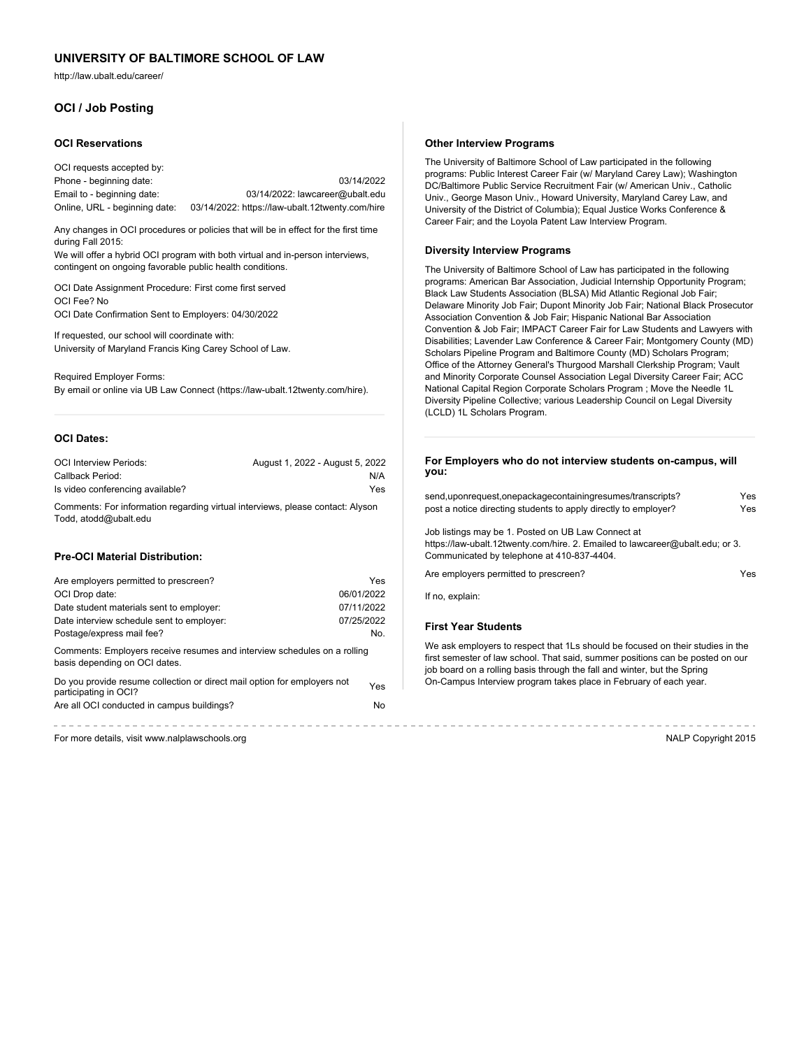## UNIVERSITY OF BALTIMORE SCHOOL OF LAW

http://law.ubalt.edu/career/

### OCI / Job Posting

#### OCI Reservations

OCI requests accepted by:

| | |
|---|---|
| Phone - beginning date: | 03/14/2022 |
| Email to - beginning date: | 03/14/2022: lawcareer@ubalt.edu |
| Online, URL - beginning date: | 03/14/2022: https://law-ubalt.12twenty.com/hire |

Any changes in OCI procedures or policies that will be in effect for the first time during Fall 2015:
We will offer a hybrid OCI program with both virtual and in-person interviews, contingent on ongoing favorable public health conditions.

OCI Date Assignment Procedure: First come first served
OCI Fee? No
OCI Date Confirmation Sent to Employers: 04/30/2022

If requested, our school will coordinate with:
University of Maryland Francis King Carey School of Law.

Required Employer Forms:
By email or online via UB Law Connect (https://law-ubalt.12twenty.com/hire).

#### OCI Dates:

| | |
|---|---|
| OCI Interview Periods: | August 1, 2022 - August 5, 2022 |
| Callback Period: | N/A |
| Is video conferencing available? | Yes |

Comments: For information regarding virtual interviews, please contact: Alyson Todd, atodd@ubalt.edu

#### Pre-OCI Material Distribution:

| | |
|---|---|
| Are employers permitted to prescreen? | Yes |
| OCI Drop date: | 06/01/2022 |
| Date student materials sent to employer: | 07/11/2022 |
| Date interview schedule sent to employer: | 07/25/2022 |
| Postage/express mail fee? | No. |

Comments: Employers receive resumes and interview schedules on a rolling basis depending on OCI dates.

| | |
|---|---|
| Do you provide resume collection or direct mail option for employers not participating in OCI? | Yes |
| Are all OCI conducted in campus buildings? | No |

#### Other Interview Programs

The University of Baltimore School of Law participated in the following programs: Public Interest Career Fair (w/ Maryland Carey Law); Washington DC/Baltimore Public Service Recruitment Fair (w/ American Univ., Catholic Univ., George Mason Univ., Howard University, Maryland Carey Law, and University of the District of Columbia); Equal Justice Works Conference & Career Fair; and the Loyola Patent Law Interview Program.

#### Diversity Interview Programs

The University of Baltimore School of Law has participated in the following programs: American Bar Association, Judicial Internship Opportunity Program; Black Law Students Association (BLSA) Mid Atlantic Regional Job Fair; Delaware Minority Job Fair; Dupont Minority Job Fair; National Black Prosecutor Association Convention & Job Fair; Hispanic National Bar Association Convention & Job Fair; IMPACT Career Fair for Law Students and Lawyers with Disabilities; Lavender Law Conference & Career Fair; Montgomery County (MD) Scholars Pipeline Program and Baltimore County (MD) Scholars Program; Office of the Attorney General's Thurgood Marshall Clerkship Program; Vault and Minority Corporate Counsel Association Legal Diversity Career Fair; ACC National Capital Region Corporate Scholars Program ; Move the Needle 1L Diversity Pipeline Collective; various Leadership Council on Legal Diversity (LCLD) 1L Scholars Program.

#### For Employers who do not interview students on-campus, will you:

| | |
|---|---|
| send,uponrequest,onepackagecontainingresumes/transcripts? | Yes |
| post a notice directing students to apply directly to employer? | Yes |

Job listings may be 1. Posted on UB Law Connect at https://law-ubalt.12twenty.com/hire. 2. Emailed to lawcareer@ubalt.edu; or 3. Communicated by telephone at 410-837-4404.

| | |
|---|---|
| Are employers permitted to prescreen? | Yes |

If no, explain:

#### First Year Students

We ask employers to respect that 1Ls should be focused on their studies in the first semester of law school. That said, summer positions can be posted on our job board on a rolling basis through the fall and winter, but the Spring On-Campus Interview program takes place in February of each year.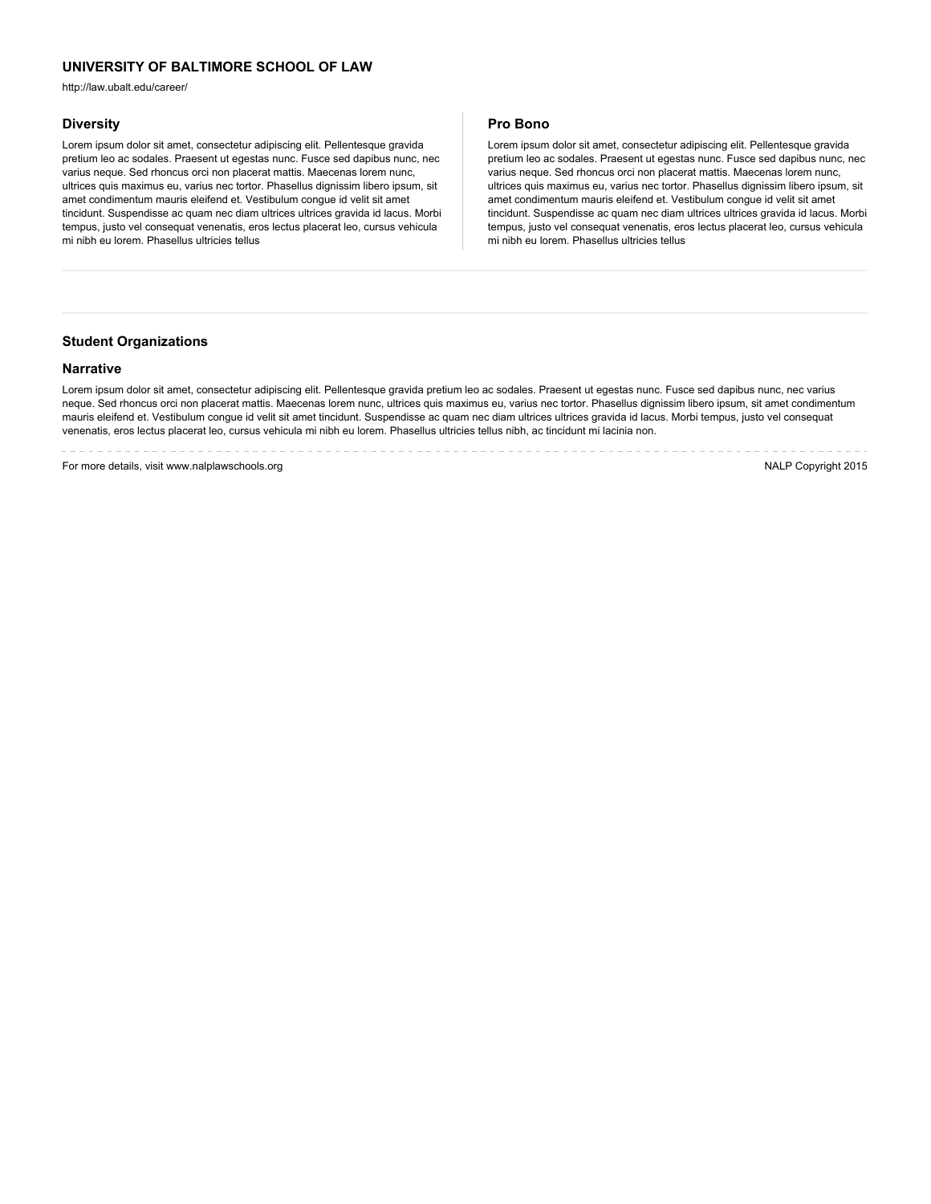## UNIVERSITY OF BALTIMORE SCHOOL OF LAW

http://law.ubalt.edu/career/

### Diversity

Lorem ipsum dolor sit amet, consectetur adipiscing elit. Pellentesque gravida pretium leo ac sodales. Praesent ut egestas nunc. Fusce sed dapibus nunc, nec varius neque. Sed rhoncus orci non placerat mattis. Maecenas lorem nunc, ultrices quis maximus eu, varius nec tortor. Phasellus dignissim libero ipsum, sit amet condimentum mauris eleifend et. Vestibulum congue id velit sit amet tincidunt. Suspendisse ac quam nec diam ultrices ultrices gravida id lacus. Morbi tempus, justo vel consequat venenatis, eros lectus placerat leo, cursus vehicula mi nibh eu lorem. Phasellus ultricies tellus

### Pro Bono

Lorem ipsum dolor sit amet, consectetur adipiscing elit. Pellentesque gravida pretium leo ac sodales. Praesent ut egestas nunc. Fusce sed dapibus nunc, nec varius neque. Sed rhoncus orci non placerat mattis. Maecenas lorem nunc, ultrices quis maximus eu, varius nec tortor. Phasellus dignissim libero ipsum, sit amet condimentum mauris eleifend et. Vestibulum congue id velit sit amet tincidunt. Suspendisse ac quam nec diam ultrices ultrices gravida id lacus. Morbi tempus, justo vel consequat venenatis, eros lectus placerat leo, cursus vehicula mi nibh eu lorem. Phasellus ultricies tellus

---

### Student Organizations

### Narrative

Lorem ipsum dolor sit amet, consectetur adipiscing elit. Pellentesque gravida pretium leo ac sodales. Praesent ut egestas nunc. Fusce sed dapibus nunc, nec varius neque. Sed rhoncus orci non placerat mattis. Maecenas lorem nunc, ultrices quis maximus eu, varius nec tortor. Phasellus dignissim libero ipsum, sit amet condimentum mauris eleifend et. Vestibulum congue id velit sit amet tincidunt. Suspendisse ac quam nec diam ultrices ultrices gravida id lacus. Morbi tempus, justo vel consequat venenatis, eros lectus placerat leo, cursus vehicula mi nibh eu lorem. Phasellus ultricies tellus nibh, ac tincidunt mi lacinia non.

For more details, visit www.nalplawschools.org

NALP Copyright 2015